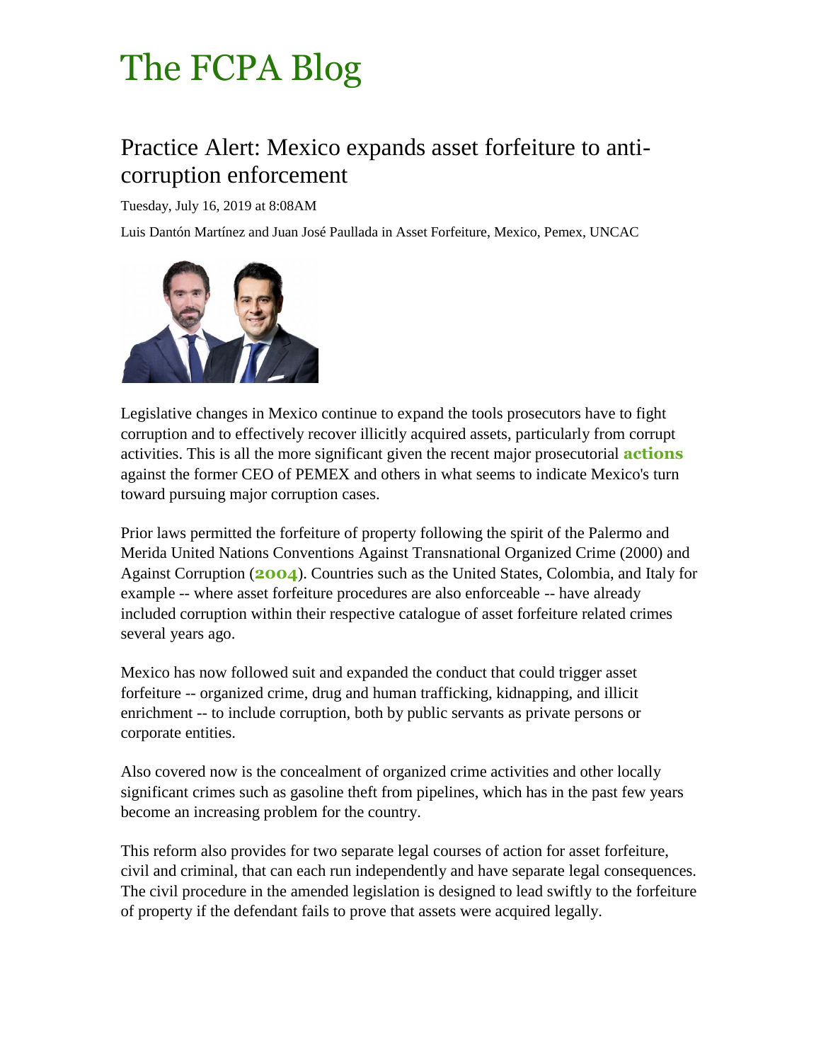# The FCPA Blog

## Practice Alert: Mexico expands asset forfeiture to anti-corruption enforcement

Tuesday, July 16, 2019 at 8:08AM

Luis Dantón Martínez and Juan José Paullada in Asset Forfeiture, Mexico, Pemex, UNCAC

Legislative changes in Mexico continue to expand the tools prosecutors have to fight corruption and to effectively recover illicitly acquired assets, particularly from corrupt activities. This is all the more significant given the recent major prosecutorial **actions** against the former CEO of PEMEX and others in what seems to indicate Mexico's turn toward pursuing major corruption cases.

Prior laws permitted the forfeiture of property following the spirit of the Palermo and Merida United Nations Conventions Against Transnational Organized Crime (2000) and Against Corruption (**2004**). Countries such as the United States, Colombia, and Italy for example -- where asset forfeiture procedures are also enforceable -- have already included corruption within their respective catalogue of asset forfeiture related crimes several years ago.

Mexico has now followed suit and expanded the conduct that could trigger asset forfeiture -- organized crime, drug and human trafficking, kidnapping, and illicit enrichment -- to include corruption, both by public servants as private persons or corporate entities.

Also covered now is the concealment of organized crime activities and other locally significant crimes such as gasoline theft from pipelines, which has in the past few years become an increasing problem for the country.

This reform also provides for two separate legal courses of action for asset forfeiture, civil and criminal, that can each run independently and have separate legal consequences. The civil procedure in the amended legislation is designed to lead swiftly to the forfeiture of property if the defendant fails to prove that assets were acquired legally.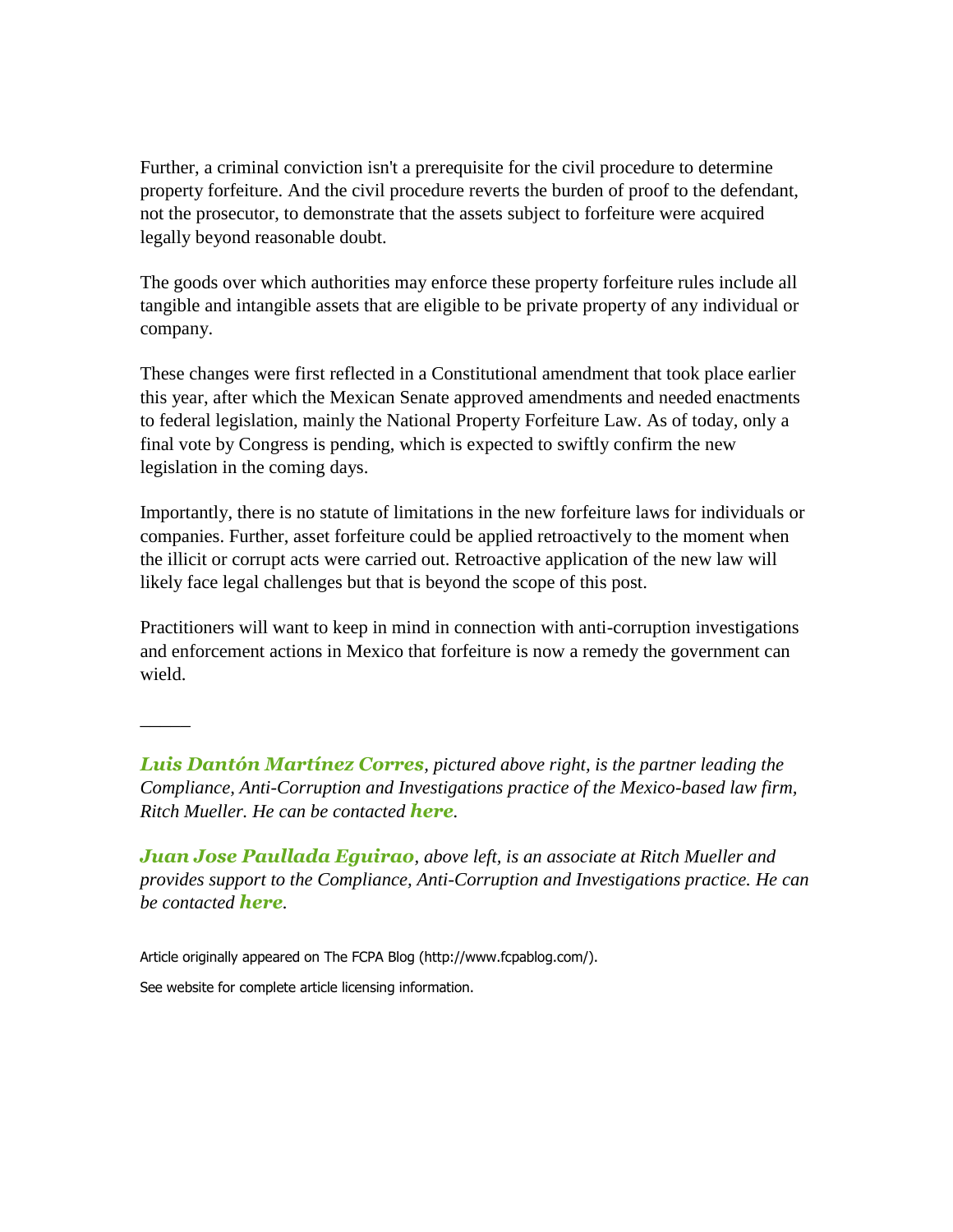Further, a criminal conviction isn't a prerequisite for the civil procedure to determine property forfeiture. And the civil procedure reverts the burden of proof to the defendant, not the prosecutor, to demonstrate that the assets subject to forfeiture were acquired legally beyond reasonable doubt.

The goods over which authorities may enforce these property forfeiture rules include all tangible and intangible assets that are eligible to be private property of any individual or company.

These changes were first reflected in a Constitutional amendment that took place earlier this year, after which the Mexican Senate approved amendments and needed enactments to federal legislation, mainly the National Property Forfeiture Law. As of today, only a final vote by Congress is pending, which is expected to swiftly confirm the new legislation in the coming days.

Importantly, there is no statute of limitations in the new forfeiture laws for individuals or companies. Further, asset forfeiture could be applied retroactively to the moment when the illicit or corrupt acts were carried out. Retroactive application of the new law will likely face legal challenges but that is beyond the scope of this post.

Practitioners will want to keep in mind in connection with anti-corruption investigations and enforcement actions in Mexico that forfeiture is now a remedy the government can wield.

______

***Luis Dantón Martínez Corres****, pictured above right, is the partner leading the Compliance, Anti-Corruption and Investigations practice of the Mexico-based law firm, Ritch Mueller. He can be contacted* ***here****.*

***Juan Jose Paullada Eguirao****, above left, is an associate at Ritch Mueller and provides support to the Compliance, Anti-Corruption and Investigations practice. He can be contacted* ***here****.*

Article originally appeared on The FCPA Blog (http://www.fcpablog.com/).

See website for complete article licensing information.